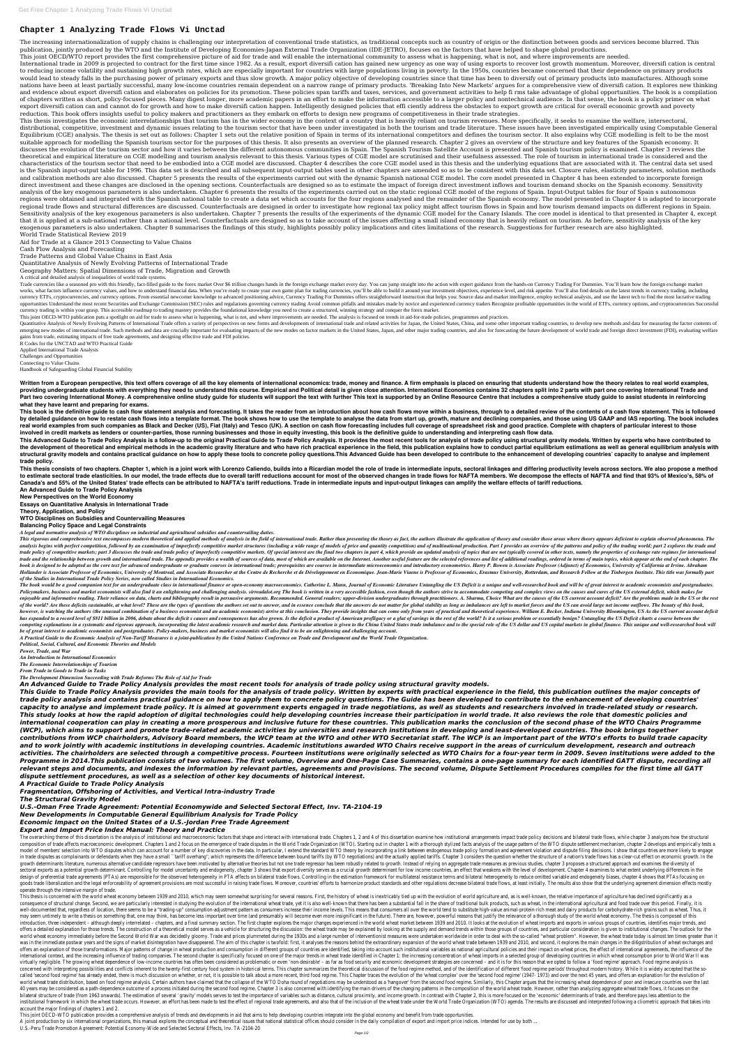# Chapter 1 Analyzing Trade Flows Vi Unctad

The increasing internationalization of supply chains is challenging our interpretation of conventional trade statistics, as traditional concepts such as country of origin or the distinction between goods and services become blurred. This publication, jointly produced by the WTO and the Institute of Developing Economies-Japan External Trade Organization (IDE-JETRO), focuses on the factors that have helped to shape global productions.

This joint OECD/WTO report provides the first comprehensive picture of aid for trade and will enable the international community to assess what is happening, what is not, and where improvements are needed.

International trade in 2009 is projected to contract for the first time since 1982. As a result, export diversifi cation has gained new urgency as one way of using exports to recover lost growth momentum. Moreover, diversifi cation is central to reducing income volatility and sustaining high growth rates, which are especially important for countries with large populations living in poverty. In the 1950s, countries became concerned that their dependence on primary products would lead to steady falls in the purchasing power of primary exports and thus slow growth. A major policy objective of developing countries since that time has been to diversify out of primary products into manufactures. Although some nations have been at least partially successful, many low-income countries remain dependent on a narrow range of primary products. 'Breaking Into New Markets' argues for a comprehensive view of diversifi cation. It explores new thinking and evidence about export diversifi cation and elaborates on policies for its promotion. These policies span tariffs and taxes, services, and government activities to help fi rms take advantage of global opportunities. The book is a compilation of chapters written as short, policy-focused pieces. Many digest longer, more academic papers in an effort to make the information accessible to a larger policy and nontechnical audience. In that sense, the book is a policy primer on what export diversifi cation can and cannot do for growth and how to make diversifi cation happen. Intelligently designed policies that effi ciently address the obstacles to export growth are critical for overall economic growth and poverty reduction. This book offers insights useful to policy makers and practitioners as they embark on efforts to design new programs of competitiveness in their trade strategies.

This thesis investigates the economic interrelationships that tourism has in the wider economy in the context of a country that is heavily reliant on tourism revenues. More specifically, it seeks to examine the welfare, intersectoral, distributional, competitive, investment and dynamic issues relating to the tourism sector that have been under investigated in both the tourism and trade literature. These issues have been investigated empirically using Computable General Equilibrium (CGE) analysis. The thesis is set out as follows: Chapter 1 sets out the relative position of Spain in terms of its international competitors and defines the tourism sector. It also explains why CGE modelling is felt to be the most suitable approach for modelling the Spanish tourism sector for the purposes of this thesis. It also presents an overview of the planned research. Chapter 2 gives an overview of the structure and key features of the Spanish economy. It discusses the evolution of the tourism sector and how it varies between the different autonomous communities in Spain. The Spanish Tourism Satellite Account is presented and Spanish tourism policy is examined. Chapter 3 reviews the theoretical and empirical literature on CGE modelling and tourism analysis relevant to this thesis. Various types of CGE model are scrutinised and their usefulness assessed. The role of tourism in international trade is considered and the characteristics of the tourism sector that need to be embodied into a CGE model are discussed. Chapter 4 describes the core CGE model used in this thesis and the underlying equations that are associated with it. The central data set used is the Spanish input-output table for 1996. This data set is described and all subsequent input-output tables used in other chapters are amended so as to be consistent with this data set. Closure rules, elasticity parameters, solution methods and calibration methods are also discussed. Chapter 5 presents the results of the experiments carried out with the dynamic Spanish national CGE model. The core model presented in Chapter 4 has been extended to incorporate foreign direct investment and these changes are disclosed in the opening sections. Counterfactuals are designed so as to estimate the impact of foreign direct investment inflows and tourism demand shocks on the Spanish economy. Sensitivity analysis of the key exogenous parameters is also undertaken. Chapter 6 presents the results of the experiments carried out on the static regional CGE model of the regions of Spain. Input-Output tables for four of Spain s autonomous regions were obtained and integrated with the Spanish national table to create a data set which accounts for the four regions analysed and the remainder of the Spanish economy. The model presented in Chapter 4 is adapted to incorporate regional trade flows and structural differences are discussed. Counterfactuals are designed in order to investigate how regional tax policy might affect tourism flows in Spain and how tourism demand impacts on different regions in Spain. Sensitivity analysis of the key exogenous parameters is also undertaken. Chapter 7 presents the results of the experiments of the dynamic CGE model for the Canary Islands. The core model is identical to that presented in Chapter 4, except that it is applied at a sub-national rather than a national level. Counterfactuals are designed so as to take account of the issues affecting a small island economy that is heavily reliant on tourism. As before, sensitivity analysis of the key exogenous parameters is also undertaken. Chapter 8 summarises the findings of this study, highlights possible policy implications and cites limitations of the research. Suggestions for further research are also highlighted.

World Trade Statistical Review 2019

Aid for Trade at a Glance 2013 Connecting to Value Chains

Cash Flow Analysis and Forecasting

Trade Patterns and Global Value Chains in East Asia

Quantitative Analysis of Newly Evolving Patterns of International Trade

Geography Matters: Spatial Dimensions of Trade, Migration and Growth

A critical and detailed analysis of inequalities of world trade systems.

Trade currencies like a seasoned pro with this friendly, fact-filled guide to the forex market Over $6 trillion changes hands in the foreign exchange market every day. You can jump straight into the action with expert guidance from the hands-on Currency Trading For Dummies. You'll learn how the foreign exchange market works, what factors influence currency values, and how to understand financial data. When you're ready to create your own game plan for trading currencies, you'll be able to craft a strategy that fits your investment objectives, experience level, and risk appetite. You'll also find details on the latest trends in currency trading, including currency ETFs, cryptocurrencies, and currency options. From essential newcomer knowledge to advanced positioning advice, Currency Trading For Dummies offers straightforward instruction that helps you: Source data and market intelligence, employ technical analysis, and use the latest tech to find the most lucrative trading opportunities Understand the most recent Securities and Exchange Commission (SEC) rules and regulations governing currency trading Avoid common pitfalls and mistakes made by novice and experienced currency traders Recognize profitable opportunities in the world of ETFs, currency options, and cryptocurrencies Successful currency trading is within your grasp. This accessible roadmap to trading mastery provides the foundational knowledge you need to create a structured, winning strategy and conquer the forex market.

This joint OECD-WTO publication puts a spotlight on aid for trade to assess what is happening, what is not, and where improvements are needed. The analysis is focused on trends in aid-for-trade policies, programmes and practices.

Quantitative Analysis of Newly Evolving Patterns of International Trade offers a variety of perspectives on new forms and developments of international trade and related activities for Japan, the United States, China, and some other important trading countries, to develop new methods and data for measuring the factor contents of emerging new modes of international trade. Such methods and data are crucially important for evaluating impacts of the new modes on factor markets in the United States, Japan, and other major trading countries, and also for forecasting the future development of world trade and foreign direct investment (FDI), evaluating welfare gains from trade, estimating impacts of free trade agreements, and designing effective trade and FDI policies.

R Codes for the UNCTAD and WTO Practical Guide

Applied International Trade Analysis

Challenges and Opportunities

Connecting to Value Chains

Handbook of Safeguarding Global Financial Stability

**Written from a European perspective, this text offers coverage of all the key elements of international economics: trade, money and finance. A firm emphasis is placed on ensuring that students understand how the theory relates to real world examples, providing undergraduate students with everything they need to understand this course. Empirical and Political detail is given close attention. International Economics contains 32 chapters split into 2 parts with part one covering International Trade and Part two covering International Money. A comprehensive online study guide for students will support the text with further This text is supported by an Online Resource Centre that includes a comprehensive study guide to assist students in reinforcing what they have learnt and preparing for exams.**

**This book is the definitive guide to cash flow statement analysis and forecasting. It takes the reader from an introduction about how cash flows move within a business, through to a detailed review of the contents of a cash flow statement. This is followed by detailed guidance on how to restate cash flows into a template format. The book shows how to use the template to analyse the data from start up, growth, mature and declining companies, and those using US GAAP and IAS reporting. The book includes real world examples from such companies as Black and Decker (US), Fiat (Italy) and Tesco (UK). A section on cash flow forecasting includes full coverage of spreadsheet risk and good practice. Complete with chapters of particular interest to those involved in credit markets as lenders or counter-parties, those running businesses and those in equity investing, this is the definitive guide to understanding and interpreting cash flow data.**

**This Advanced Guide to Trade Policy Analysis is a follow-up to the original Practical Guide to Trade Policy Analysis. It provides the most recent tools for analysis of trade policy using structural gravity models. Written by experts who have contributed to the development of theoretical and empirical methods in the gravity literature and who have rich practical experience in the field, this publication explains how to conduct partial equilibrium estimations as well as general equilibrium analysis with structural gravity models and contains practical guidance on how to apply these tools to concrete policy questions.This Advanced Guide has been developed to contribute to the enhancement of developing countries' capacity to analyse and implement trade policy.**

**This thesis consists of two chapters. Chapter 1, which is a joint work with Lorenzo Caliendo, builds into a Ricardian model the role of trade in intermediate inputs, sectoral linkages and differing productivity levels across sectors. We also propose a method to estimate sectoral trade elasticities. In our model, the trade effects due to overall tariff reductions account for most of the observed changes in trade flows for NAFTA members. We decompose the effects of NAFTA and find that 93% of Mexico's, 58% of Canada's and 55% of the United States' trade effects can be attributed to NAFTA's tariff reductions. Trade in intermediate inputs and input-output linkages can amplify the welfare effects of tariff reductions.**

**An Advanced Guide to Trade Policy Analysis**

**New Perspectives on the World Economy**

**Essays on Quantitative Analysis in International Trade**

**Theory, Application, and Policy**

**WTO Disciplines on Subsidies and Countervailing Measures**

**Balancing Policy Space and Legal Constraints**

*A legal and normative analysis of WTO disciplines on industrial and agricultural subsidies and countervailing duties.*

*This rigorous and comprehensive text encompasses modern theoretical and applied methods of analysis in the field of international trade. Rather than presenting the theory as fact, the authors illustrate the application of theory and consider those areas where theory appears deficient to explain observed phenomena. The analysis begins with perfect competition, followed by an examination of imperfectly competitive market structures (including a wide range of models of price and quantity competition) and of multinational production. Part 1 provides an overview of the patterns and policy of the trading world; part 2 explores the trade and trade policy of competitive markets; part 3 discusses the trade and trade policy of imperfectly competitive markets. Of special interest are the final two chapters in part 4, which provide an updated analysis of topics that are not typically covered in other texts, namely the properties of exchange rate regimes for international trade and the relationship between growth and international trade. The appendix provides a wealth of sources of data, most of which are available on the Internet. Another useful feature are the selected references and list of additional readings, ordered in terms of main topics, which appear at the end of each chapter. The book is designed to be adopted as the core text for advanced undergraduate or graduate courses in international trade; prerequisites are courses in intermediate microeconomics and introductory econometrics. Harry P. Bowen is Associate Professor (Adjunct) of Economics, University of California at Irvine. Abraham Hollander is Associate Professor of Economics, University of Montreal, and Associate Researcher at the Centre de Recherche et de Développement en Economique. Jean-Marie Viaene is Professor of Economics, Erasmus University, Rotterdam, and Research Fellow at the Tinbergen Institute. This title was formally part of the Studies in International Trade Policy Series, now called Studies in International Economics.*

*The book would be a good companion text for an undergraduate class in international finance or open-economy macroeconomics. Catherine L. Mann, Journal of Economic Literature Untangling the US Deficit is a unique and well-researched book and will be of great interest to academic economists and postgraduates. Policymakers, business and market economists will also find it an enlightening and challenging analysis. sireaddat.org The book is written in a very accessible fashion, even though the authors strive to accommodate competing and complex views on the causes and cures of the US external deficit, which makes for enjoyable and informative reading. Their reliance on data, charts and bibliography result in persuasive arguments. Recommended. General readers; upper-division undergraduates through practitioners. A. Sharma, Choice What are the causes of the US current account deficit? Are the problems made in the US or the rest of the world? Are these deficits sustainable, at what level? These are the types of questions the authors set out to answer, and in essence conclude that the answers do not matter for global stability as long as imbalances are left to market forces and the US can avoid large net income outflows. The beauty of this book, however, is watching the authors (the unusual combination of a business economist and an academic economist) arrive at this conclusion. They provide insights that can come only from years of practical and theoretical experience. William E. Becker, Indiana University Bloomington, US As the US current account deficit has expanded to a record level of $811 billion in 2006, debate about the deficit s causes and consequences has also grown. Is the deficit a product of American profligacy or a glut of savings in the rest of the world? Is it a serious problem or essentially benign? Untangling the US Deficit charts a course between the competing explanations in a systematic and rigorous approach, incorporating the latest academic research and market data. Particular attention is given to the China United States trade imbalance and to the special role of the US dollar and US capital markets in global finance. This unique and well-researched book will be of great interest to academic economists and postgraduates. Policy-makers, business and market economists will also find it to be an enlightening and challenging account.*

*A Practical Guide to the Economic Analysis of Non-Tariff Measures is a joint-publication by the United Nations Conference on Trade and Development and the World Trade Organization.*

*Political, Social, Cultural, and Economic Theories and Models*

*Power, Trade, and War*

*An Introduction to International Economics*

*The Economic Interrelationships of Tourism*

*From Trade in Goods to Trade in Tasks*

*The Development Dimension Succeeding with Trade Reforms The Role of Aid for Trade*

***An Advanced Guide to Trade Policy Analysis provides the most recent tools for analysis of trade policy using structural gravity models.***

***This Guide to Trade Policy Analysis provides the main tools for the analysis of trade policy. Written by experts with practical experience in the field, this publication outlines the major concepts of trade policy analysis and contains practical guidance on how to apply them to concrete policy questions. The Guide has been developed to contribute to the enhancement of developing countries' capacity to analyse and implement trade policy. It is aimed at government experts engaged in trade negotiations, as well as students and researchers involved in trade-related study or research.***

***This study looks at how the rapid adoption of digital technologies could help developing countries increase their participation in world trade. It also reviews the role that domestic policies and international cooperation can play in creating a more prosperous and inclusive future for these countries. This publication marks the conclusion of the second phase of the WTO Chairs Programme (WCP), which aims to support and promote trade-related academic activities by universities and research institutions in developing and least-developed countries. The book brings together contributions from WCP chairholders, Advisory Board members, the WCP team at the WTO and other WTO Secretariat staff. The WCP is an important part of the WTO's efforts to build trade capacity and to work jointly with academic institutions in developing countries. Academic institutions awarded WTO Chairs receive support in the areas of curriculum development, research and outreach activities. The chairholders are selected through a competitive process. Fourteen institutions were originally selected as WTO Chairs for a four-year term in 2009. Seven institutions were added to the Programme in 2014.This publication consists of two volumes. The first volume, Overview and One-Page Case Summaries, contains a one-page summary for each identified GATT dispute, recording all relevant steps and documents, and indexes the information by relevant parties, agreements and provisions. The second volume, Dispute Settlement Procedures compiles for the first time all GATT dispute settlement procedures, as well as a selection of other key documents of historical interest.***

***A Practical Guide to Trade Policy Analysis***

***Fragmentation, Offshoring of Activities, and Vertical Intra-industry Trade***

***The Structural Gravity Model***

***U.S.-Oman Free Trade Agreement: Potential Economywide and Selected Sectoral Effect, Inv. TA-2104-19***

***New Developments in Computable General Equilibrium Analysis for Trade Policy***

***Economic Impact on the United States of a U.S.-Jordan Free Trade Agreement***

***Export and Import Price Index Manual: Theory and Practice***

The overarching theme of this dissertation is the analysis of institutional and macroeconomic factors that shape and interact with international trade. Chapters 1, 2 and 4 of this dissertation examine how institutional arrangements impact trade policy decisions and bilateral trade flows, while chapter 3 analyzes how the structural composition of trade affects macroeconomic development. Chapters 1 and 2 focus on the emergence of trade disputes in the World Trade Organization (WTO). Starting out in chapter 1 with a thorough stylized facts analysis of the usage pattern of the WTO dispute settlement mechanism, chapter 2 develops and empirically tests a model of members' selection into WTO disputes which can account for a number of key discoveries in the data. In particular, I extend the standard WTO theory by incorporating a link between endogenous trade policy formation and agreement violation and dispute filing decisions. I show that countries are more likely to engage in trade disputes as complainants or defendants when they have a small "tariff overhang", which represents the difference between bound tariffs (by WTO negotiations) and the actually applied tariffs. Chapter 3 considers the question whether the structure of a nation's trade flows has a clear-cut effect on growth. In the growth determinants literature, numerous alternative candidate regressors have been motivated by alternative theories but not one trade regressor has been robustly related to growth. Instead of relying on aggregate trade measures as previous studies, chapter 3 proposes a structured approach and examines the diversity of sectoral exports as a potential growth determinant. Controlling for model uncertainty and endogeneity, chapter 3 shows that export diversity serves as a crucial growth determinant for low income countries, an effect that weakens with the level of development. Chapter 4 examines to what extent underlying differences in the design of preferential trade agreements (PTAs) are responsible for the observed heterogeneity in PTA effects on bilateral trade flows. Controlling in the estimation framework for multilateral resistance terms and bilateral heterogeneity to reduce omitted variable and endogeneity biases, chapter 4 shows that PTAs focusing on goods trade liberalization and the legal enforceability of agreement provisions are most successful in raising trade flows. Moreover, countries' efforts to harmonize product standards and other regulations decrease bilateral trade flows, at least initially. The results also show that the underlying agreement dimension effects mostly operate through the intensive margin of trade.

This thesis is concerned with the world wheat economy between 1939 and 2010, which may seem somewhat surprising for several reasons. First, the history of wheat is inextricably tied up with the evolution of world agriculture and, as is well-known, the relative importance of agriculture has declined significantly as a consequence of structural change. Second, we are particularly interested in studying the evolution of the international wheat trade, yet it is also well-known that there has been a substantial fall in the share of traditional bulk products, such as wheat, in the international agricultural and food trade over this period. Finally, it is well-documented that, regardless of location, there seems to be a "trading-up" consumption-adjustment pattern as consumers increase their income levels. This means that consumers all over the world tend to substitute high-value animal-protein-rich meat and dairy products for carbohydrate-rich grains such as wheat. Thus, it may seem untimely to write a thesis on something that, one may think, has become less important over time (and presumably will become even more insignificant in the future). There are, however, powerful reasons that justify the relevance of a thorough study of the world wheat economy. The thesis is composed of this introduction, three independent – although deeply interrelated – chapters, and a final summary section. The first chapter explores the major changes experienced in the world wheat market between 1939 and 2010. It looks at the evolution of wheat imports and exports in various groups of countries, identifies major trends, and offers a detailed explanation for those trends. The construction of a theoretical model serves as a vehicle for structuring the discussion: the wheat trade may be explained by looking at the supply and demand trends within those groups of countries, and particular consideration is given to institutional changes. The outlook for the world wheat economy immediately before the Second World War was decidedly gloomy. Trade and prices plummeted during the 1930s and a large number of interventionist measures were undertaken worldwide in order to deal with the so-called "wheat problem". However, the wheat trade today is almost ten times greater than it was in the immediate postwar years and the signs of market disintegration have disappeared. The aim of this chapter is twofold: first, it analyses the reasons behind the extraordinary expansion of the world wheat trade between 1939 and 2010, and second, it explores the main changes in the di6gstribution of wheat exchanges and offers an explanation of those transformations. Major patterns of change in wheat production and consumption in different groups of countries are identified, taking into account such institutional variables as national agricultural policies and their impact on wheat prices, the effect of international agreements, the international context, and the increasing influence of trading companies. The second chapter is specifically focused on one of the major trends in wheat trade identified in Chapter 1: the increasing concentration of wheat imports in a selected group of developing countries in which wheat consumption prior to World War II was virtually negligible. The growing wheat dependence of low-income countries has often been considered as problematic or even 'non-desirable' – as far as food security and economic development strategies are concerned – and it is for this reason that we opted to follow a 'food regime' approach. Food regime analysis is concerned with interpreting possibilities and conflicts inherent to the twenty-first century food system in historical terms. This chapter summarizes the theoretical discussion of the food regime method, and of the identification of different 'food regime periods' throughout modern history. While it is widely accepted that the so-called 'second food regime' has already ended, there is much discussion on whether, or not, it is possible to talk about a more recent, third food regime. This Chapter traces the evolution of the 'wheat complex' over the 'second food regime' (1947- 1973) and over the next 45 years, and offers an explanation for the evolution of world wheat trade distribution, based on food regime analysis. Certain authors have claimed that the collapse of the WTO Doha round of negotiations may be understood as a 'hangover' from the second food regime. Similarly, this Chapter argues that the increasing wheat dependence of poor and insecure countries over the last 40 years may be considered as a path-dependence outcome of a process initiated during the second food regime. Chapter 3 is also concerned with identifying the main drivers of the changing patterns in the composition of the world wheat trade. However, rather than analyzing aggregate wheat trade flows, it focuses on the bilateral structure of trade (from 1963 onwards). The estimation of several 'gravity' models serves to test the importance of variables such as distance, cultural proximity, and income growth. In contrast with Chapter 2, this is more focused on the 'economic' determinants of trade, and therefore pays less attention to the institutional framework in which the wheat trade occurs. However, an effort has been made to test the effect of regional trade agreements, and also that of the inclusion of the wheat trade under the World Trade Organization (WTO) agenda. The results are discussed and interpreted following a cliometric approach that takes into account the major findings of chapters 1 and 2.

This joint OECD-WTO publication provides a comprehensive analysis of trends and developments in aid that aims to help developing countries integrate into the global economy and benefit from trade opportunities.

A joint production by six international organizations, this manual explores the conceptual and theoretical issues that national statistical offices should consider in the daily compilation of export and import price indices. Intended for use by both ...

U.S.-Peru Trade Promotion Agreement: Potential Economy-Wide and Selected Sectoral Effects, Inv. TA-2104-20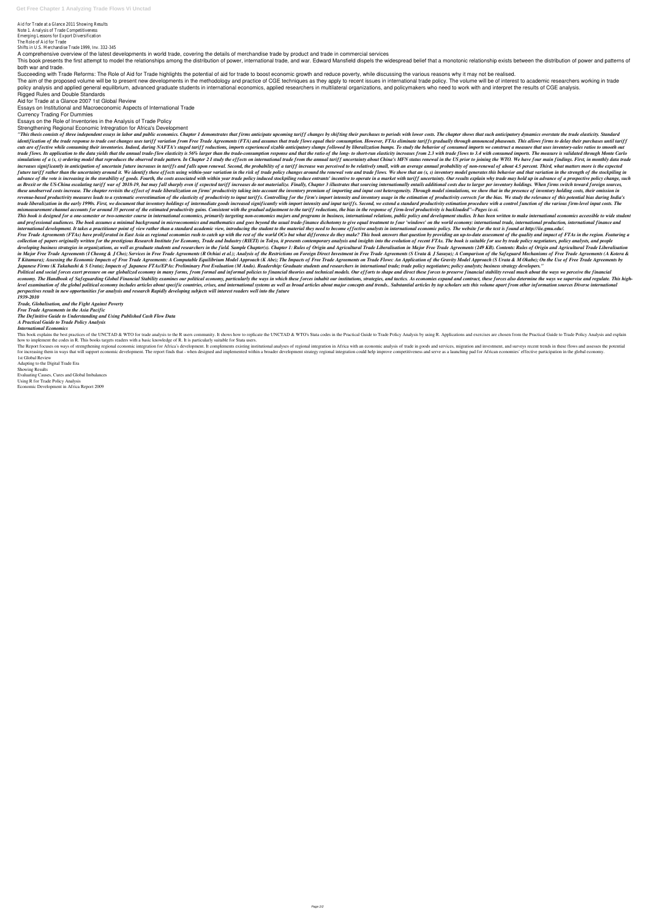Aid for Trade at a Glance 2011 Showing Results

Note 1. Analysis of Trade Competitiveness

Emerging Lessons for Export Diversification

The Role of Aid for Trade

Shifts in U.S. Merchandise Trade 1999, Inv. 332-345

A comprehensive overview of the latest developments in world trade, covering the details of merchandise trade by product and trade in commercial services

This book presents the first attempt to model the relationships among the distribution of power, international trade, and war. Edward Mansfield dispels the widespread belief that a monotonic relationship exists between the distribution of power and patterns of both war and trade.

Succeeding with Trade Reforms: The Role of Aid for Trade highlights the potential of aid for trade to boost economic growth and reduce poverty, while discussing the various reasons why it may not be realised.

The aim of the proposed volume will be to present new developments in the methodology and practice of CGE techniques as they apply to recent issues in international trade policy. The volume will be of interest to academic researchers working in trade policy analysis and applied general equilibrium, advanced graduate students in international economics, applied researchers in multilateral organizations, and policymakers who need to work with and interpret the results of CGE analysis.

Rigged Rules and Double Standards

Aid for Trade at a Glance 2007 1st Global Review

Essays on Institutional and Macroeconomic Aspects of International Trade

Currency Trading For Dummies

Essays on the Role of Inventories in the Analysis of Trade Policy

Strengthening Regional Economic Intregration for Africa's Development

*"This thesis consists of three independent essays in labor and public economics. Chapter 1 demonstrates that firms anticipate upcoming tariff changes by shifting their purchases to periods with lower costs. The chapter shows that such anticipatory dynamics overstate the trade elasticity. Standard identification of the trade response to trade cost changes uses tariff variation from Free Trade Agreements (FTA) and assumes that trade flows equal their consumption. However, FTAs eliminate tariffs gradually through announced phaseouts. This allows firms to delay their purchases until tariff cuts are effective while consuming their inventories. Indeed, during NAFTA's staged tariff reductions, imports experienced sizable anticipatory slumps followed by liberalization bumps. To study the behavior of consumed imports we construct a measure that uses inventory-sales ratios to smooth out trade flows. Its application to the data yields that the annual trade-flow elasticity is 56% larger than the trade-consumption response and that the ratio of the long- to short-run elasticity increases from 2.3 with trade flows to 3.4 with consumed imports. The measure is validated through Monte Carlo simulations of a (s, s) ordering model that reproduces the observed trade pattern. In Chapter 2 I study the effects on international trade from the annual tariff uncertainty about China's MFN status renewal in the US prior to joining the WTO. We have four main findings. First, in monthly data trade increases significantly in anticipation of uncertain future increases in tariffs and falls upon renewal. Second, the probability of a tariff increase was perceived to be relatively small, with an average annual probability of non-renewal of about 4.5 percent. Third, what matters more is the expected future tariff rather than the uncertainty around it. We identify these effects using within-year variation in the risk of trade policy changes around the renewal vote and trade flows. We show that an (s, s) inventory model generates this behavior and that variation in the strength of the stockpiling in advance of the vote is increasing in the storability of goods. Fourth, the costs associated with within year trade policy induced stockpiling reduce entrants' incentive to operate in a market with tariff uncertainty. Our results explain why trade may hold up in advance of a prospective policy change, such as Brexit or the US-China escalating tariff war of 2018-19, but may fall sharply even if expected tariff increases do not materialize. Finally, Chapter 3 illustrates that sourcing internationally entails additional costs due to larger per inventory holdings. When firms switch toward foreign sources, these unobserved costs increase. The chapter revisits the effect of trade liberalization on firms' productivity taking into account the inventory premium of importing and input cost heterogeneity. Through model simulations, we show that in the presence of inventory holding costs, their omission in revenue-based productivity measures leads to a systematic overestimation of the elasticity of productivity to input tariffs. Controlling for the firm's import intensity and inventory usage in the estimation of productivity corrects for the bias. We study the relevance of this potential bias during India's trade liberalization in the early 1990s. First, we document that inventory holdings of intermediate goods increased significantly with import intensity and input tariffs. Second, we extend a standard productivity estimation procedure with a control function of the various firm-level input costs. The mismeasurement channel accounts for around 35 percent of the estimated productivity gains. Consistent with the gradual adjustment to the tariff reductions, the bias in the response of firm-level productivity is backloaded"--Pages ix-xi.*

*This book is designed for a one-semester or two-semester course in international economics, primarily targeting non-economics majors and programs in business, international relations, public policy and development studies. It has been written to make international economics accessible to wide student and professional audiences. The book assumes a minimal background in microeconomics and mathematics and goes beyond the usual trade-finance dichotomy to give equal treatment to four 'windows' on the world economy: international trade, international production, international finance and international development. It takes a practitioner point of view rather than a standard academic view, introducing the student to the material they need to become effective analysts in international economic policy. The website for the text is found at http://iie.gmu.edu/.*

*Free Trade Agreements (FTAs) have proliferated in East Asia as regional economies rush to catch up with the rest of the world OCo but what difference do they make? This book answers that question by providing an up-to-date assessment of the quality and impact of FTAs in the region. Featuring a collection of papers originally written for the prestigious Research Institute for Economy, Trade and Industry (RIETI) in Tokyo, it presents contemporary analysis and insights into the evolution of recent FTAs. The book is suitable for use by trade policy negotiators, policy analysts, and people developing business strategies in organizations, as well as graduate students and researchers in the field. Sample Chapter(s). Chapter 1: Rules of Origin and Agricultural Trade Liberalisation in Major Free Trade Agreements (249 KB). Contents: Rules of Origin and Agricultural Trade Liberalisation in Major Free Trade Agreements (I Cheong & J Cho); Services in Free Trade Agreements (R Ochiai et al.); Analysis of the Restrictions on Foreign Direct Investment in Free Trade Agreements (S Urata & J Sasuya); A Comparison of the Safeguard Mechanisms of Free Trade Agreements (A Kotera & T Kitamura); Assessing the Economic Impacts of Free Trade Agreements: A Computable Equilibrium Model Approach (K Abe); The Impacts of Free Trade Agreements on Trade Flows: An Application of the Gravity Model Approach (S Urata & M Okabe); On the Use of Free Trade Agreements by Japanese Firms (K Takahashi & S Urata); Impacts of Japanese FTAs/EPAs: Preliminary Post Evaluation (M Ando). Readership: Graduate students and researchers in international trade; trade policy negotiators; policy analysts; business strategy developers."*

*Political and social forces exert pressure on our globalized economy in many forms, from formal and informal policies to financial theories and technical models. Our efforts to shape and direct these forces to preserve financial stability reveal much about the ways we perceive the financial economy. The Handbook of Safeguarding Global Financial Stability examines our political economy, particularly the ways in which these forces inhabit our institutions, strategies, and tactics. As economies expand and contract, these forces also determine the ways we supervise and regulate. This high-level examination of the global political economy includes articles about specific countries, crises, and international systems as well as broad articles about major concepts and trends.. Substantial articles by top scholars sets this volume apart from other information sources Diverse international perspectives result in new opportunities for analysis and research Rapidly developing subjects will interest readers well into the future*

*1939-2010*

*Trade, Globalisation, and the Fight Against Poverty*

*Free Trade Agreements in the Asia Pacific*

*The Definitive Guide to Understanding and Using Published Cash Flow Data*

*A Practical Guide to Trade Policy Analysis*

*International Economics*

This book explains the best practices of the UNCTAD & WTO for trade analysis to the R users community. It shows how to replicate the UNCTAD & WTO's Stata codes in the Practical Guide to Trade Policy Analysis by using R. Applications and exercises are chosen from the Practical Guide to Trade Policy Analysis and explain how to implement the codes in R. This books targets readers with a basic knowledge of R. It is particularly suitable for Stata users.

The Report focuses on ways of strengthening regional economic integration for Africa's development. It complements existing institutional analyses of regional integration in Africa with an economic analysis of trade in goods and services, migration and investment, and surveys recent trends in these flows and assesses the potential for increasing them in ways that will support economic development. The report finds that - when designed and implemented within a broader development strategy regional integration could help improve competitiveness and serve as a launching pad for African economies' effective participation in the global economy.

1st Global Review

Adapting to the Digital Trade Era

Showing Results

Evaluating Causes, Cures and Global Imbalances

Using R for Trade Policy Analysis

Economic Development in Africa Report 2009